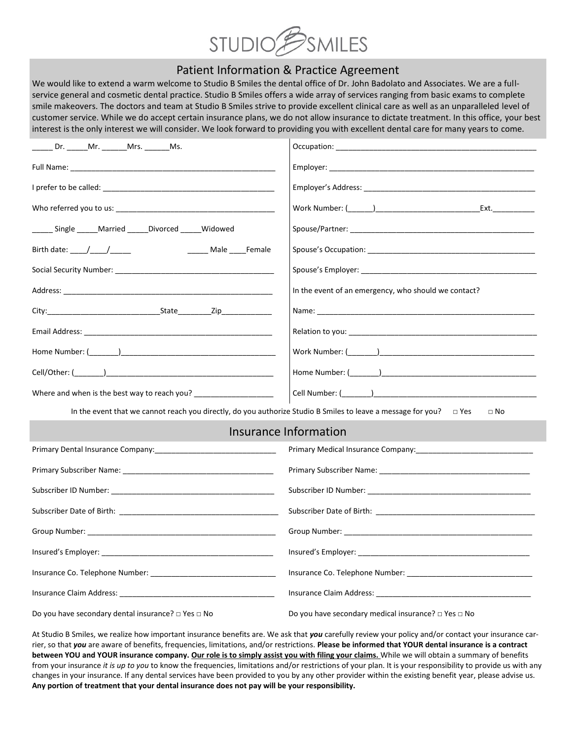STUDIO B SMILES

## Patient Information & Practice Agreement

We would like to extend a warm welcome to Studio B Smiles the dental office of Dr. John Badolato and Associates. We are a full-service general and cosmetic dental practice. Studio B Smiles offers a wide array of services ranging from basic exams to complete smile makeovers. The doctors and team at Studio B Smiles strive to provide excellent clinical care as well as an unparalleled level of customer service. While we do accept certain insurance plans, we do not allow insurance to dictate treatment. In this office, your best interest is the only interest we will consider. We look forward to providing you with excellent dental care for many years to come.

_____ Dr. _____Mr. ______Mrs. ______Ms.

Full Name: ________________________________________________

I prefer to be called: ________________________________________

Who referred you to us: ______________________________________

_____ Single _____Married _____Divorced _____Widowed

Birth date: ____/____/_____ _____ Male ____Female

Social Security Number: ______________________________________

Address: __________________________________________________

City:__________________________State________Zip____________

Email Address: _____________________________________________

Home Number: (_______)_____________________________________

Cell/Other: (_______)__________________________________________

Where and when is the best way to reach you? ___________________

Occupation: ________________________________________________

Employer: _________________________________________________

Employer's Address: _________________________________________

Work Number: (______)________________________Ext.__________

Spouse/Partner: _____________________________________________

Spouse's Occupation: _________________________________________

Spouse's Employer: ___________________________________________

In the event of an emergency, who should we contact?

Name: _____________________________________________________

Relation to you: ______________________________________________

Work Number: (_______)______________________________________

Home Number: (_______)_____________________________________

Cell Number: (_______)_______________________________________

In the event that we cannot reach you directly, do you authorize Studio B Smiles to leave a message for you? □ Yes □ No

## Insurance Information

Primary Dental Insurance Company:_____________________________

Primary Subscriber Name: ___________________________________

Subscriber ID Number: ______________________________________

Subscriber Date of Birth: ____________________________________

Group Number: ____________________________________________

Insured's Employer: _________________________________________

Insurance Co. Telephone Number: _____________________________

Insurance Claim Address: ____________________________________

Do you have secondary dental insurance? □ Yes □ No

Primary Medical Insurance Company:____________________________

Primary Subscriber Name: ___________________________________

Subscriber ID Number: ______________________________________

Subscriber Date of Birth: ____________________________________

Group Number: ____________________________________________

Insured's Employer: _________________________________________

Insurance Co. Telephone Number: _____________________________

Insurance Claim Address: ____________________________________

Do you have secondary medical insurance? □ Yes □ No

At Studio B Smiles, we realize how important insurance benefits are. We ask that ***you*** carefully review your policy and/or contact your insurance carrier, so that ***you*** are aware of benefits, frequencies, limitations, and/or restrictions. **Please be informed that YOUR dental insurance is a contract between YOU and YOUR insurance company. <u>Our role is to simply assist you with filing your claims.</u>** While we will obtain a summary of benefits from your insurance *it is up to you* to know the frequencies, limitations and/or restrictions of your plan. It is your responsibility to provide us with any changes in your insurance. If any dental services have been provided to you by any other provider within the existing benefit year, please advise us. **Any portion of treatment that your dental insurance does not pay will be your responsibility.**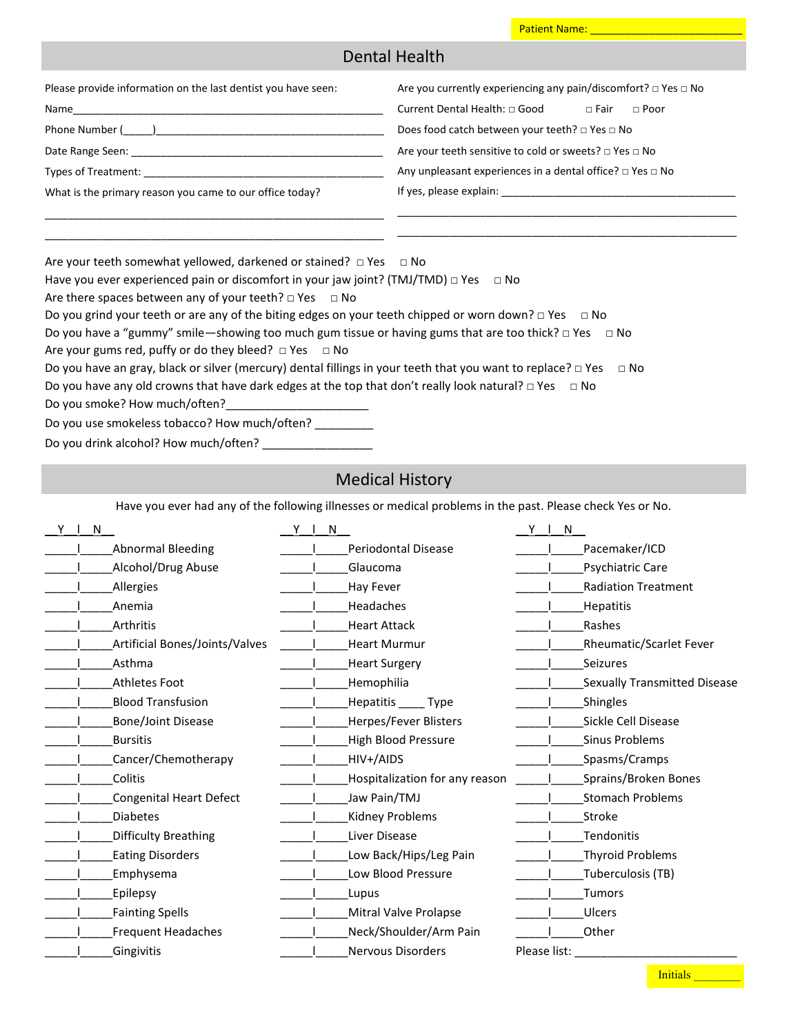Patient Name: ________________________

## Dental Health

Please provide information on the last dentist you have seen:

Name_____________________________________________________

Phone Number (_____)_______________________________________

Date Range Seen: __________________________________________

Types of Treatment: ________________________________________

What is the primary reason you came to our office today?

_________________________________________________________

_________________________________________________________

Are you currently experiencing any pain/discomfort? □ Yes □ No

Current Dental Health: □ Good □ Fair □ Poor

Does food catch between your teeth? □ Yes □ No

Are your teeth sensitive to cold or sweets? □ Yes □ No

Any unpleasant experiences in a dental office? □ Yes □ No

If yes, please explain: ______________________________________

_________________________________________________________

_________________________________________________________

Are your teeth somewhat yellowed, darkened or stained? □ Yes □ No

Have you ever experienced pain or discomfort in your jaw joint? (TMJ/TMD) □ Yes □ No

Are there spaces between any of your teeth? □ Yes □ No

Do you grind your teeth or are any of the biting edges on your teeth chipped or worn down? □ Yes □ No

Do you have a "gummy" smile—showing too much gum tissue or having gums that are too thick? □ Yes □ No

Are your gums red, puffy or do they bleed? □ Yes □ No

Do you have an gray, black or silver (mercury) dental fillings in your teeth that you want to replace? □ Yes □ No

Do you have any old crowns that have dark edges at the top that don't really look natural? □ Yes □ No

Do you smoke? How much/often?_____________________

Do you use smokeless tobacco? How much/often? _________

Do you drink alcohol? How much/often? ________________

## Medical History

Have you ever had any of the following illnesses or medical problems in the past. Please check Yes or No.

| Y \| N | | Y \| N | | Y \| N | |
|---|---|---|---|---|---|
| _____\|_____ | Abnormal Bleeding | _____\|_____ | Periodontal Disease | _____\|_____ | Pacemaker/ICD |
| _____\|_____ | Alcohol/Drug Abuse | _____\|_____ | Glaucoma | _____\|_____ | Psychiatric Care |
| _____\|_____ | Allergies | _____\|_____ | Hay Fever | _____\|_____ | Radiation Treatment |
| _____\|_____ | Anemia | _____\|_____ | Headaches | _____\|_____ | Hepatitis |
| _____\|_____ | Arthritis | _____\|_____ | Heart Attack | _____\|_____ | Rashes |
| _____\|_____ | Artificial Bones/Joints/Valves | _____\|_____ | Heart Murmur | _____\|_____ | Rheumatic/Scarlet Fever |
| _____\|_____ | Asthma | _____\|_____ | Heart Surgery | _____\|_____ | Seizures |
| _____\|_____ | Athletes Foot | _____\|_____ | Hemophilia | _____\|_____ | Sexually Transmitted Disease |
| _____\|_____ | Blood Transfusion | _____\|_____ | Hepatitis ____ Type | _____\|_____ | Shingles |
| _____\|_____ | Bone/Joint Disease | _____\|_____ | Herpes/Fever Blisters | _____\|_____ | Sickle Cell Disease |
| _____\|_____ | Bursitis | _____\|_____ | High Blood Pressure | _____\|_____ | Sinus Problems |
| _____\|_____ | Cancer/Chemotherapy | _____\|_____ | HIV+/AIDS | _____\|_____ | Spasms/Cramps |
| _____\|_____ | Colitis | _____\|_____ | Hospitalization for any reason | _____\|_____ | Sprains/Broken Bones |
| _____\|_____ | Congenital Heart Defect | _____\|_____ | Jaw Pain/TMJ | _____\|_____ | Stomach Problems |
| _____\|_____ | Diabetes | _____\|_____ | Kidney Problems | _____\|_____ | Stroke |
| _____\|_____ | Difficulty Breathing | _____\|_____ | Liver Disease | _____\|_____ | Tendonitis |
| _____\|_____ | Eating Disorders | _____\|_____ | Low Back/Hips/Leg Pain | _____\|_____ | Thyroid Problems |
| _____\|_____ | Emphysema | _____\|_____ | Low Blood Pressure | _____\|_____ | Tuberculosis (TB) |
| _____\|_____ | Epilepsy | _____\|_____ | Lupus | _____\|_____ | Tumors |
| _____\|_____ | Fainting Spells | _____\|_____ | Mitral Valve Prolapse | _____\|_____ | Ulcers |
| _____\|_____ | Frequent Headaches | _____\|_____ | Neck/Shoulder/Arm Pain | _____\|_____ | Other |
| _____\|_____ | Gingivitis | _____\|_____ | Nervous Disorders | Please list: | _________________________ |

Initials ________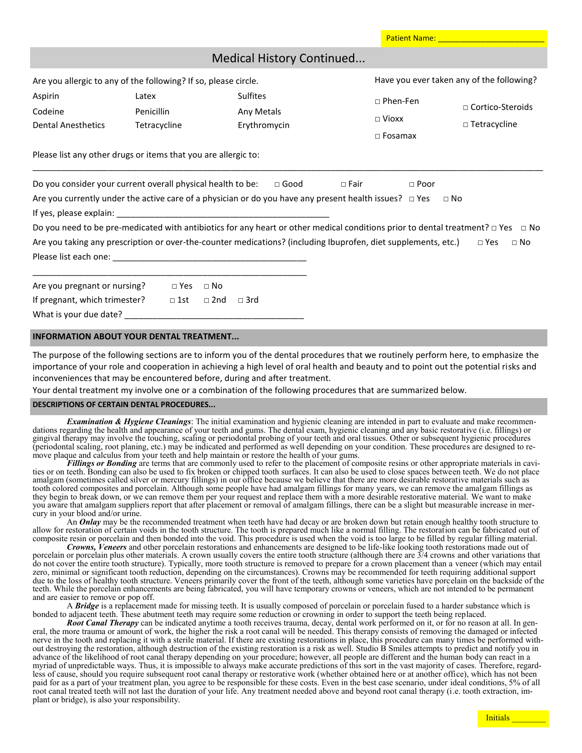Patient Name: ________________________

## Medical History Continued...

Are you allergic to any of the following? If so, please circle.

| | | |
|---|---|---|
| Aspirin | Latex | Sulfites |
| Codeine | Penicillin | Any Metals |
| Dental Anesthetics | Tetracycline | Erythromycin |

Have you ever taken any of the following?

□ Phen-Fen  □ Cortico-Steroids
□ Vioxx  □ Tetracycline
□ Fosamax

Please list any other drugs or items that you are allergic to:

______________________________________________________________________________________________

Do you consider your current overall physical health to be: □ Good □ Fair □ Poor

Are you currently under the active care of a physician or do you have any present health issues? □ Yes □ No

If yes, please explain: ____________________________________________

Do you need to be pre-medicated with antibiotics for any heart or other medical conditions prior to dental treatment? □ Yes □ No

Are you taking any prescription or over-the-counter medications? (including Ibuprofen, diet supplements, etc.) □ Yes □ No

Please list each one: ________________________________________

____________________________________________________________

Are you pregnant or nursing? □ Yes □ No

If pregnant, which trimester? □ 1st □ 2nd □ 3rd

What is your due date? ____________________________________

### INFORMATION ABOUT YOUR DENTAL TREATMENT...

The purpose of the following sections are to inform you of the dental procedures that we routinely perform here, to emphasize the importance of your role and cooperation in achieving a high level of oral health and beauty and to point out the potential risks and inconveniences that may be encountered before, during and after treatment.

Your dental treatment my involve one or a combination of the following procedures that are summarized below.

#### DESCRIPTIONS OF CERTAIN DENTAL PROCEDURES...

***Examination & Hygiene Cleanings***: The initial examination and hygienic cleaning are intended in part to evaluate and make recommendations regarding the health and appearance of your teeth and gums. The dental exam, hygienic cleaning and any basic restorative (i.e. fillings) or gingival therapy may involve the touching, scaling or periodontal probing of your teeth and oral tissues. Other or subsequent hygienic procedures (periodontal scaling, root planing, etc.) may be indicated and performed as well depending on your condition. These procedures are designed to remove plaque and calculus from your teeth and help maintain or restore the health of your gums.

***Fillings or Bonding*** are terms that are commonly used to refer to the placement of composite resins or other appropriate materials in cavities or on teeth. Bonding can also be used to fix broken or chipped tooth surfaces. It can also be used to close spaces between teeth. We do not place amalgam (sometimes called silver or mercury fillings) in our office because we believe that there are more desirable restorative materials such as tooth colored composites and porcelain. Although some people have had amalgam fillings for many years, we can remove the amalgam fillings as they begin to break down, or we can remove them per your request and replace them with a more desirable restorative material. We want to make you aware that amalgam suppliers report that after placement or removal of amalgam fillings, there can be a slight but measurable increase in mercury in your blood and/or urine.

An ***Onlay*** may be the recommended treatment when teeth have had decay or are broken down but retain enough healthy tooth structure to allow for restoration of certain voids in the tooth structure. The tooth is prepared much like a normal filling. The restoration can be fabricated out of composite resin or porcelain and then bonded into the void. This procedure is used when the void is too large to be filled by regular filling material.

***Crowns, Veneers*** and other porcelain restorations and enhancements are designed to be life-like looking tooth restorations made out of porcelain or porcelain plus other materials. A crown usually covers the entire tooth structure (although there are 3/4 crowns and other variations that do not cover the entire tooth structure). Typically, more tooth structure is removed to prepare for a crown placement than a veneer (which may entail zero, minimal or significant tooth reduction, depending on the circumstances). Crowns may be recommended for teeth requiring additional support due to the loss of healthy tooth structure. Veneers primarily cover the front of the teeth, although some varieties have porcelain on the backside of the teeth. While the porcelain enhancements are being fabricated, you will have temporary crowns or veneers, which are not intended to be permanent and are easier to remove or pop off.

A ***Bridge*** is a replacement made for missing teeth. It is usually composed of porcelain or porcelain fused to a harder substance which is bonded to adjacent teeth. These abutment teeth may require some reduction or crowning in order to support the teeth being replaced.

***Root Canal Therapy*** can be indicated anytime a tooth receives trauma, decay, dental work performed on it, or for no reason at all. In general, the more trauma or amount of work, the higher the risk a root canal will be needed. This therapy consists of removing the damaged or infected nerve in the tooth and replacing it with a sterile material. If there are existing restorations in place, this procedure can many times be performed without destroying the restoration, although destruction of the existing restoration is a risk as well. Studio B Smiles attempts to predict and notify you in advance of the likelihood of root canal therapy depending on your procedure; however, all people are different and the human body can react in a myriad of unpredictable ways. Thus, it is impossible to always make accurate predictions of this sort in the vast majority of cases. Therefore, regardless of cause, should you require subsequent root canal therapy or restorative work (whether obtained here or at another office), which has not been paid for as a part of your treatment plan, you agree to be responsible for these costs. Even in the best case scenario, under ideal conditions, 5% of all root canal treated teeth will not last the duration of your life. Any treatment needed above and beyond root canal therapy (i.e. tooth extraction, implant or bridge), is also your responsibility.

Initials ________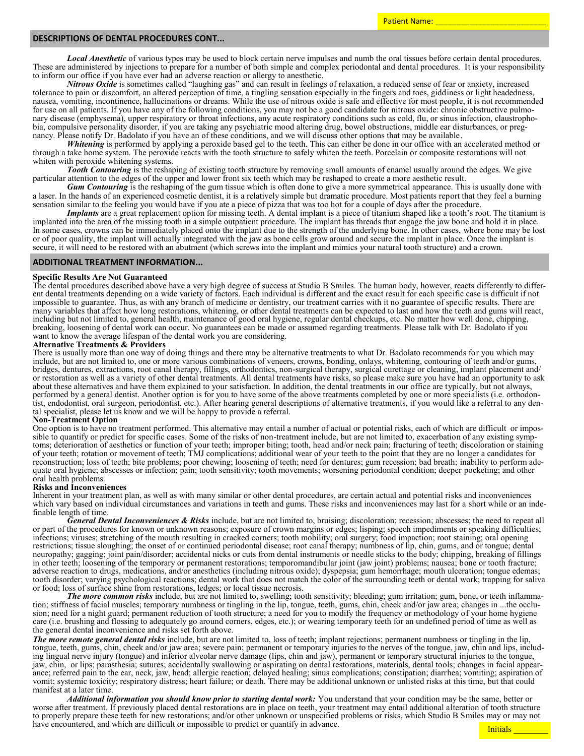Patient Name: ___________________________

## DESCRIPTIONS OF DENTAL PROCEDURES CONT...

***Local Anesthetic*** of various types may be used to block certain nerve impulses and numb the oral tissues before certain dental procedures. These are administered by injections to prepare for a number of both simple and complex periodontal and dental procedures. It is your responsibility to inform our office if you have ever had an adverse reaction or allergy to anesthetic.

***Nitrous Oxide*** is sometimes called "laughing gas" and can result in feelings of relaxation, a reduced sense of fear or anxiety, increased tolerance to pain or discomfort, an altered perception of time, a tingling sensation especially in the fingers and toes, giddiness or light headedness, nausea, vomiting, incontinence, hallucinations or dreams. While the use of nitrous oxide is safe and effective for most people, it is not recommended for use on all patients. If you have any of the following conditions, you may not be a good candidate for nitrous oxide: chronic obstructive pulmonary disease (emphysema), upper respiratory or throat infections, any acute respiratory conditions such as cold, flu, or sinus infection, claustrophobia, compulsive personality disorder, if you are taking any psychiatric mood altering drug, bowel obstructions, middle ear disturbances, or pregnancy. Please notify Dr. Badolato if you have an of these conditions, and we will discuss other options that may be available.

***Whitening*** is performed by applying a peroxide based gel to the teeth. This can either be done in our office with an accelerated method or through a take home system. The peroxide reacts with the tooth structure to safely whiten the teeth. Porcelain or composite restorations will not whiten with peroxide whitening systems.

***Tooth Contouring*** is the reshaping of existing tooth structure by removing small amounts of enamel usually around the edges. We give particular attention to the edges of the upper and lower front six teeth which may be reshaped to create a more aesthetic result.

***Gum Contouring*** is the reshaping of the gum tissue which is often done to give a more symmetrical appearance. This is usually done with a laser. In the hands of an experienced cosmetic dentist, it is a relatively simple but dramatic procedure. Most patients report that they feel a burning sensation similar to the feeling you would have if you ate a piece of pizza that was too hot for a couple of days after the procedure.

***Implants*** are a great replacement option for missing teeth. A dental implant is a piece of titanium shaped like a tooth's root. The titanium is implanted into the area of the missing tooth in a simple outpatient procedure. The implant has threads that engage the jaw bone and hold it in place. In some cases, crowns can be immediately placed onto the implant due to the strength of the underlying bone. In other cases, where bone may be lost or of poor quality, the implant will actually integrated with the jaw as bone cells grow around and secure the implant in place. Once the implant is secure, it will need to be restored with an abutment (which screws into the implant and mimics your natural tooth structure) and a crown.

## ADDITIONAL TREATMENT INFORMATION...

**Specific Results Are Not Guaranteed**

The dental procedures described above have a very high degree of success at Studio B Smiles. The human body, however, reacts differently to different dental treatments depending on a wide variety of factors. Each individual is different and the exact result for each specific case is difficult if not impossible to guarantee. Thus, as with any branch of medicine or dentistry, our treatment carries with it no guarantee of specific results. There are many variables that affect how long restorations, whitening, or other dental treatments can be expected to last and how the teeth and gums will react, including but not limited to, general health, maintenance of good oral hygiene, regular dental checkups, etc. No matter how well done, chipping, breaking, loosening of dental work can occur. No guarantees can be made or assumed regarding treatments. Please talk with Dr. Badolato if you want to know the average lifespan of the dental work you are considering.

**Alternative Treatments & Providers**

There is usually more than one way of doing things and there may be alternative treatments to what Dr. Badolato recommends for you which may include, but are not limited to, one or more various combinations of veneers, crowns, bonding, onlays, whitening, contouring of teeth and/or gums, bridges, dentures, extractions, root canal therapy, fillings, orthodontics, non-surgical therapy, surgical curettage or cleaning, implant placement and/or restoration as well as a variety of other dental treatments. All dental treatments have risks, so please make sure you have had an opportunity to ask about these alternatives and have them explained to your satisfaction. In addition, the dental treatments in our office are typically, but not always, performed by a general dentist. Another option is for you to have some of the above treatments completed by one or more specialists (i.e. orthodontist, endodontist, oral surgeon, periodontist, etc.). After hearing general descriptions of alternative treatments, if you would like a referral to any dental specialist, please let us know and we will be happy to provide a referral.

**Non-Treatment Option**

One option is to have no treatment performed. This alternative may entail a number of actual or potential risks, each of which are difficult or impossible to quantify or predict for specific cases. Some of the risks of non-treatment include, but are not limited to, exacerbation of any existing symptoms; deterioration of aesthetics or function of your teeth; improper biting; tooth, head and/or neck pain; fracturing of teeth; discoloration or staining of your teeth; rotation or movement of teeth; TMJ complications; additional wear of your teeth to the point that they are no longer a candidates for reconstruction; loss of teeth; bite problems; poor chewing; loosening of teeth; need for dentures; gum recession; bad breath; inability to perform adequate oral hygiene; abscesses or infection; pain; tooth sensitivity; tooth movements; worsening periodontal condition; deeper pocketing; and other oral health problems.

**Risks and Inconveniences**

Inherent in your treatment plan, as well as with many similar or other dental procedures, are certain actual and potential risks and inconveniences which vary based on individual circumstances and variations in teeth and gums. These risks and inconveniences may last for a short while or an indefinable length of time.

***General Dental Inconveniences & Risks*** include, but are not limited to, bruising; discoloration; recession; abscesses; the need to repeat all or part of the procedures for known or unknown reasons; exposure of crown margins or edges; lisping; speech impediments or speaking difficulties; infections; viruses; stretching of the mouth resulting in cracked corners; tooth mobility; oral surgery; food impaction; root staining; oral opening restrictions; tissue sloughing; the onset of or continued periodontal disease; root canal therapy; numbness of lip, chin, gums, and or tongue; dental neuropathy; gagging; joint pain/disorder; accidental nicks or cuts from dental instruments or needle sticks to the body; chipping, breaking of fillings in other teeth; loosening of the temporary or permanent restorations; temporomandibular joint (jaw joint) problems; nausea; bone or tooth fracture; adverse reaction to drugs, medications, and/or anesthetics (including nitrous oxide); dyspepsia; gum hemorrhage; mouth ulceration; tongue edemas; tooth disorder; varying psychological reactions; dental work that does not match the color of the surrounding teeth or dental work; trapping for saliva or food; loss of surface shine from restorations, ledges; or local tissue necrosis.

***The more common risks*** include, but are not limited to, swelling; tooth sensitivity; bleeding; gum irritation; gum, bone, or teeth inflammation; stiffness of facial muscles; temporary numbness or tingling in the lip, tongue, teeth, gums, chin, cheek and/or jaw area; changes in ...the occlusion; need for a night guard; permanent reduction of tooth structure; a need for you to modify the frequency or methodology of your home hygiene care (i.e. brushing and flossing to adequately go around corners, edges, etc.); or wearing temporary teeth for an undefined period of time as well as the general dental inconvenience and risks set forth above.

***The more remote general dental risks*** include, but are not limited to, loss of teeth; implant rejections; permanent numbness or tingling in the lip, tongue, teeth, gums, chin, cheek and/or jaw area; severe pain; permanent or temporary injuries to the nerves of the tongue, jaw, chin and lips, including lingual nerve injury (tongue) and inferior alveolar nerve damage (lips, chin and jaw), permanent or temporary structural injuries to the tongue, jaw, chin, or lips; parasthesia; sutures; accidentally swallowing or aspirating on dental restorations, materials, dental tools; changes in facial appearance; referred pain to the ear, neck, jaw, head; allergic reaction; delayed healing; sinus complications; constipation; diarrhea; vomiting; aspiration of vomit; systemic toxicity; respiratory distress; heart failure; or death. There may be additional unknown or unlisted risks at this time, but that could manifest at a later time.

***Additional information you should know prior to starting dental work:*** You understand that your condition may be the same, better or worse after treatment. If previously placed dental restorations are in place on teeth, your treatment may entail additional alteration of tooth structure to properly prepare these teeth for new restorations; and/or other unknown or unspecified problems or risks, which Studio B Smiles may or may not have encountered, and which are difficult or impossible to predict or quantify in advance.

Initials ________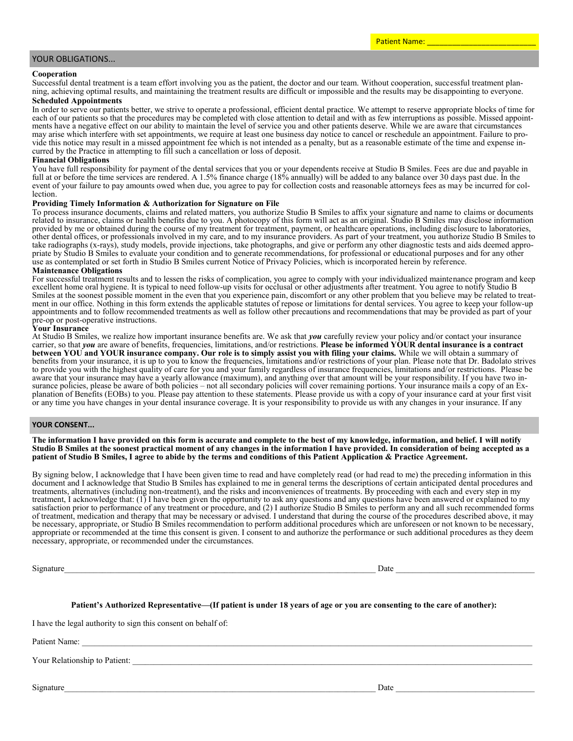Patient Name: \_\_\_\_\_\_\_\_\_\_\_\_\_\_\_\_\_\_\_\_\_\_\_\_\_\_

## YOUR OBLIGATIONS...

**Cooperation**

Successful dental treatment is a team effort involving you as the patient, the doctor and our team. Without cooperation, successful treatment planning, achieving optimal results, and maintaining the treatment results are difficult or impossible and the results may be disappointing to everyone.

**Scheduled Appointments**

In order to serve our patients better, we strive to operate a professional, efficient dental practice. We attempt to reserve appropriate blocks of time for each of our patients so that the procedures may be completed with close attention to detail and with as few interruptions as possible. Missed appointments have a negative effect on our ability to maintain the level of service you and other patients deserve. While we are aware that circumstances may arise which interfere with set appointments, we require at least one business day notice to cancel or reschedule an appointment. Failure to provide this notice may result in a missed appointment fee which is not intended as a penalty, but as a reasonable estimate of the time and expense incurred by the Practice in attempting to fill such a cancellation or loss of deposit.

**Financial Obligations**

You have full responsibility for payment of the dental services that you or your dependents receive at Studio B Smiles. Fees are due and payable in full at or before the time services are rendered. A 1.5% finance charge (18% annually) will be added to any balance over 30 days past due. In the event of your failure to pay amounts owed when due, you agree to pay for collection costs and reasonable attorneys fees as may be incurred for collection.

**Providing Timely Information & Authorization for Signature on File**

To process insurance documents, claims and related matters, you authorize Studio B Smiles to affix your signature and name to claims or documents related to insurance, claims or health benefits due to you. A photocopy of this form will act as an original. Studio B Smiles may disclose information provided by me or obtained during the course of my treatment for treatment, payment, or healthcare operations, including disclosure to laboratories, other dental offices, or professionals involved in my care, and to my insurance providers. As part of your treatment, you authorize Studio B Smiles to take radiographs (x-rays), study models, provide injections, take photographs, and give or perform any other diagnostic tests and aids deemed appropriate by Studio B Smiles to evaluate your condition and to generate recommendations, for professional or educational purposes and for any other use as contemplated or set forth in Studio B Smiles current Notice of Privacy Policies, which is incorporated herein by reference.

**Maintenance Obligations**

For successful treatment results and to lessen the risks of complication, you agree to comply with your individualized maintenance program and keep excellent home oral hygiene. It is typical to need follow-up visits for occlusal or other adjustments after treatment. You agree to notify Studio B Smiles at the soonest possible moment in the even that you experience pain, discomfort or any other problem that you believe may be related to treatment in our office. Nothing in this form extends the applicable statutes of repose or limitations for dental services. You agree to keep your follow-up appointments and to follow recommended treatments as well as follow other precautions and recommendations that may be provided as part of your pre-op or post-operative instructions.

**Your Insurance**

At Studio B Smiles, we realize how important insurance benefits are. We ask that ***you*** carefully review your policy and/or contact your insurance carrier, so that ***you*** are aware of benefits, frequencies, limitations, and/or restrictions. **Please be informed YOUR dental insurance is a contract between YOU and YOUR insurance company. Our role is to simply assist you with filing your claims.** While we will obtain a summary of benefits from your insurance, it is up to you to know the frequencies, limitations and/or restrictions of your plan. Please note that Dr. Badolato strives to provide you with the highest quality of care for you and your family regardless of insurance frequencies, limitations and/or restrictions. Please be aware that your insurance may have a yearly allowance (maximum), and anything over that amount will be your responsibility. If you have two insurance policies, please be aware of both policies – not all secondary policies will cover remaining portions. Your insurance mails a copy of an Explanation of Benefits (EOBs) to you. Please pay attention to these statements. Please provide us with a copy of your insurance card at your first visit or any time you have changes in your dental insurance coverage. It is your responsibility to provide us with any changes in your insurance. If any

## YOUR CONSENT...

**The information I have provided on this form is accurate and complete to the best of my knowledge, information, and belief. I will notify Studio B Smiles at the soonest practical moment of any changes in the information I have provided. In consideration of being accepted as a patient of Studio B Smiles, I agree to abide by the terms and conditions of this Patient Application & Practice Agreement.**

By signing below, I acknowledge that I have been given time to read and have completely read (or had read to me) the preceding information in this document and I acknowledge that Studio B Smiles has explained to me in general terms the descriptions of certain anticipated dental procedures and treatments, alternatives (including non-treatment), and the risks and inconveniences of treatments. By proceeding with each and every step in my treatment, I acknowledge that: (1) I have been given the opportunity to ask any questions and any questions have been answered or explained to my satisfaction prior to performance of any treatment or procedure, and (2) I authorize Studio B Smiles to perform any and all such recommended forms of treatment, medication and therapy that may be necessary or advised. I understand that during the course of the procedures described above, it may be necessary, appropriate, or Studio B Smiles recommendation to perform additional procedures which are unforeseen or not known to be necessary, appropriate or recommended at the time this consent is given. I consent to and authorize the performance or such additional procedures as they deem necessary, appropriate, or recommended under the circumstances.

Signature\_\_\_\_\_\_\_\_\_\_\_\_\_\_\_\_\_\_\_\_\_\_\_\_\_\_\_\_\_\_\_\_\_\_\_\_\_\_\_\_\_\_\_\_\_\_\_\_ Date \_\_\_\_\_\_\_\_\_\_\_\_\_\_\_\_\_\_\_\_\_\_\_\_\_\_

**Patient's Authorized Representative—(If patient is under 18 years of age or you are consenting to the care of another):**

I have the legal authority to sign this consent on behalf of:

Patient Name: \_\_\_\_\_\_\_\_\_\_\_\_\_\_\_\_\_\_\_\_\_\_\_\_\_\_\_\_\_\_\_\_\_\_\_\_\_\_\_\_\_\_\_\_\_\_\_\_\_\_\_\_\_\_\_\_\_\_

Your Relationship to Patient: \_\_\_\_\_\_\_\_\_\_\_\_\_\_\_\_\_\_\_\_\_\_\_\_\_\_\_\_\_\_\_\_\_\_\_\_\_\_\_\_\_\_\_\_\_\_\_\_

Signature\_\_\_\_\_\_\_\_\_\_\_\_\_\_\_\_\_\_\_\_\_\_\_\_\_\_\_\_\_\_\_\_\_\_\_\_\_\_\_\_\_\_\_\_\_\_\_\_ Date \_\_\_\_\_\_\_\_\_\_\_\_\_\_\_\_\_\_\_\_\_\_\_\_\_\_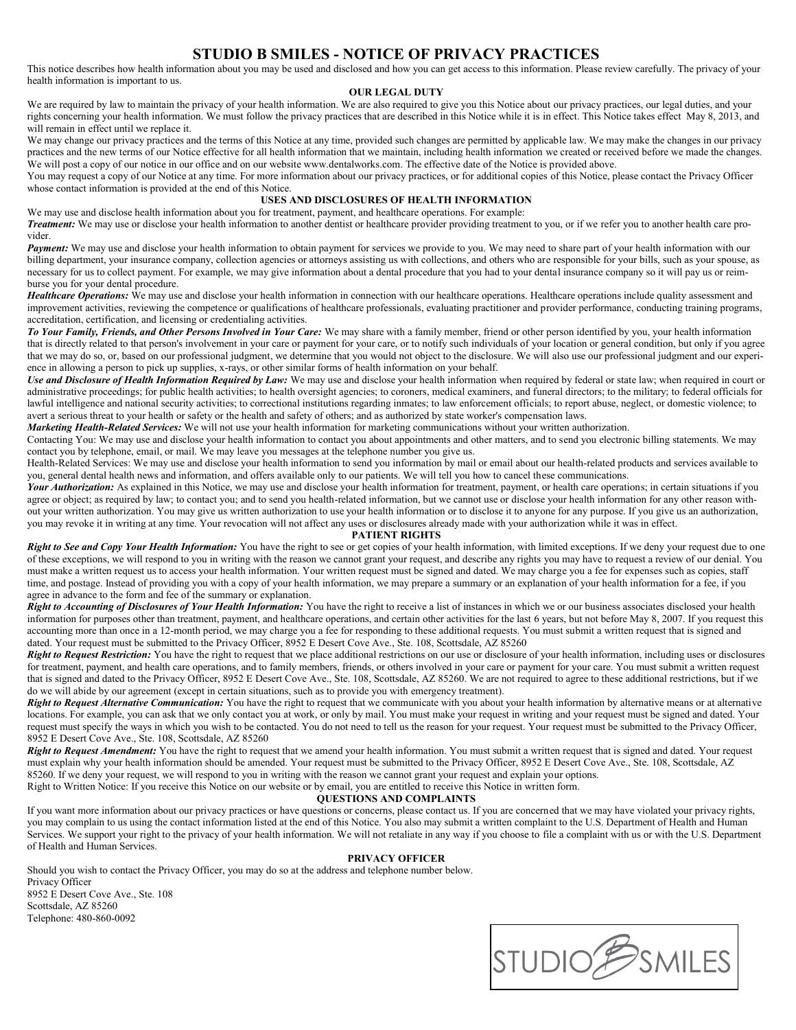# STUDIO B SMILES - NOTICE OF PRIVACY PRACTICES

This notice describes how health information about you may be used and disclosed and how you can get access to this information. Please review carefully. The privacy of your health information is important to us.

## OUR LEGAL DUTY

We are required by law to maintain the privacy of your health information. We are also required to give you this Notice about our privacy practices, our legal duties, and your rights concerning your health information. We must follow the privacy practices that are described in this Notice while it is in effect. This Notice takes effect May 8, 2013, and will remain in effect until we replace it.

We may change our privacy practices and the terms of this Notice at any time, provided such changes are permitted by applicable law. We may make the changes in our privacy practices and the new terms of our Notice effective for all health information that we maintain, including health information we created or received before we made the changes. We will post a copy of our notice in our office and on our website www.dentalworks.com. The effective date of the Notice is provided above.

You may request a copy of our Notice at any time. For more information about our privacy practices, or for additional copies of this Notice, please contact the Privacy Officer whose contact information is provided at the end of this Notice.

## USES AND DISCLOSURES OF HEALTH INFORMATION

We may use and disclose health information about you for treatment, payment, and healthcare operations. For example:

***Treatment:*** We may use or disclose your health information to another dentist or healthcare provider providing treatment to you, or if we refer you to another health care provider.

***Payment:*** We may use and disclose your health information to obtain payment for services we provide to you. We may need to share part of your health information with our billing department, your insurance company, collection agencies or attorneys assisting us with collections, and others who are responsible for your bills, such as your spouse, as necessary for us to collect payment. For example, we may give information about a dental procedure that you had to your dental insurance company so it will pay us or reimburse you for your dental procedure.

***Healthcare Operations:*** We may use and disclose your health information in connection with our healthcare operations. Healthcare operations include quality assessment and improvement activities, reviewing the competence or qualifications of healthcare professionals, evaluating practitioner and provider performance, conducting training programs, accreditation, certification, and licensing or credentialing activities.

***To Your Family, Friends, and Other Persons Involved in Your Care:*** We may share with a family member, friend or other person identified by you, your health information that is directly related to that person's involvement in your care or payment for your care, or to notify such individuals of your location or general condition, but only if you agree that we may do so, or, based on our professional judgment, we determine that you would not object to the disclosure. We will also use our professional judgment and our experience in allowing a person to pick up supplies, x-rays, or other similar forms of health information on your behalf.

***Use and Disclosure of Health Information Required by Law:*** We may use and disclose your health information when required by federal or state law; when required in court or administrative proceedings; for public health activities; to health oversight agencies; to coroners, medical examiners, and funeral directors; to the military; to federal officials for lawful intelligence and national security activities; to correctional institutions regarding inmates; to law enforcement officials; to report abuse, neglect, or domestic violence; to avert a serious threat to your health or safety or the health and safety of others; and as authorized by state worker's compensation laws.

***Marketing Health-Related Services:*** We will not use your health information for marketing communications without your written authorization.

Contacting You: We may use and disclose your health information to contact you about appointments and other matters, and to send you electronic billing statements. We may contact you by telephone, email, or mail. We may leave you messages at the telephone number you give us.

Health-Related Services: We may use and disclose your health information to send you information by mail or email about our health-related products and services available to you, general dental health news and information, and offers available only to our patients. We will tell you how to cancel these communications.

***Your Authorization:*** As explained in this Notice, we may use and disclose your health information for treatment, payment, or health care operations; in certain situations if you agree or object; as required by law; to contact you; and to send you health-related information, but we cannot use or disclose your health information for any other reason without your written authorization. You may give us written authorization to use your health information or to disclose it to anyone for any purpose. If you give us an authorization, you may revoke it in writing at any time. Your revocation will not affect any uses or disclosures already made with your authorization while it was in effect.

## PATIENT RIGHTS

***Right to See and Copy Your Health Information:*** You have the right to see or get copies of your health information, with limited exceptions. If we deny your request due to one of these exceptions, we will respond to you in writing with the reason we cannot grant your request, and describe any rights you may have to request a review of our denial. You must make a written request to access your health information. Your written request must be signed and dated. We may charge you a fee for expenses such as copies, staff time, and postage. Instead of providing you with a copy of your health information, we may prepare a summary or an explanation of your health information for a fee, if you agree in advance to the form and fee of the summary or explanation.

***Right to Accounting of Disclosures of Your Health Information:*** You have the right to receive a list of instances in which we or our business associates disclosed your health information for purposes other than treatment, payment, and healthcare operations, and certain other activities for the last 6 years, but not before May 8, 2007. If you request this accounting more than once in a 12-month period, we may charge you a fee for responding to these additional requests. You must submit a written request that is signed and dated. Your request must be submitted to the Privacy Officer, 8952 E Desert Cove Ave., Ste. 108, Scottsdale, AZ 85260

***Right to Request Restriction:*** You have the right to request that we place additional restrictions on our use or disclosure of your health information, including uses or disclosures for treatment, payment, and health care operations, and to family members, friends, or others involved in your care or payment for your care. You must submit a written request that is signed and dated to the Privacy Officer, 8952 E Desert Cove Ave., Ste. 108, Scottsdale, AZ 85260. We are not required to agree to these additional restrictions, but if we do we will abide by our agreement (except in certain situations, such as to provide you with emergency treatment).

***Right to Request Alternative Communication:*** You have the right to request that we communicate with you about your health information by alternative means or at alternative locations. For example, you can ask that we only contact you at work, or only by mail. You must make your request in writing and your request must be signed and dated. Your request must specify the ways in which you wish to be contacted. You do not need to tell us the reason for your request. Your request must be submitted to the Privacy Officer, 8952 E Desert Cove Ave., Ste. 108, Scottsdale, AZ 85260

***Right to Request Amendment:*** You have the right to request that we amend your health information. You must submit a written request that is signed and dated. Your request must explain why your health information should be amended. Your request must be submitted to the Privacy Officer, 8952 E Desert Cove Ave., Ste. 108, Scottsdale, AZ 85260. If we deny your request, we will respond to you in writing with the reason we cannot grant your request and explain your options.

Right to Written Notice: If you receive this Notice on our website or by email, you are entitled to receive this Notice in written form.

## QUESTIONS AND COMPLAINTS

If you want more information about our privacy practices or have questions or concerns, please contact us. If you are concerned that we may have violated your privacy rights, you may complain to us using the contact information listed at the end of this Notice. You also may submit a written complaint to the U.S. Department of Health and Human Services. We support your right to the privacy of your health information. We will not retaliate in any way if you choose to file a complaint with us or with the U.S. Department of Health and Human Services.

## PRIVACY OFFICER

Should you wish to contact the Privacy Officer, you may do so at the address and telephone number below.

Privacy Officer
8952 E Desert Cove Ave., Ste. 108
Scottsdale, AZ 85260
Telephone: 480-860-0092

STUDIO B SMILES